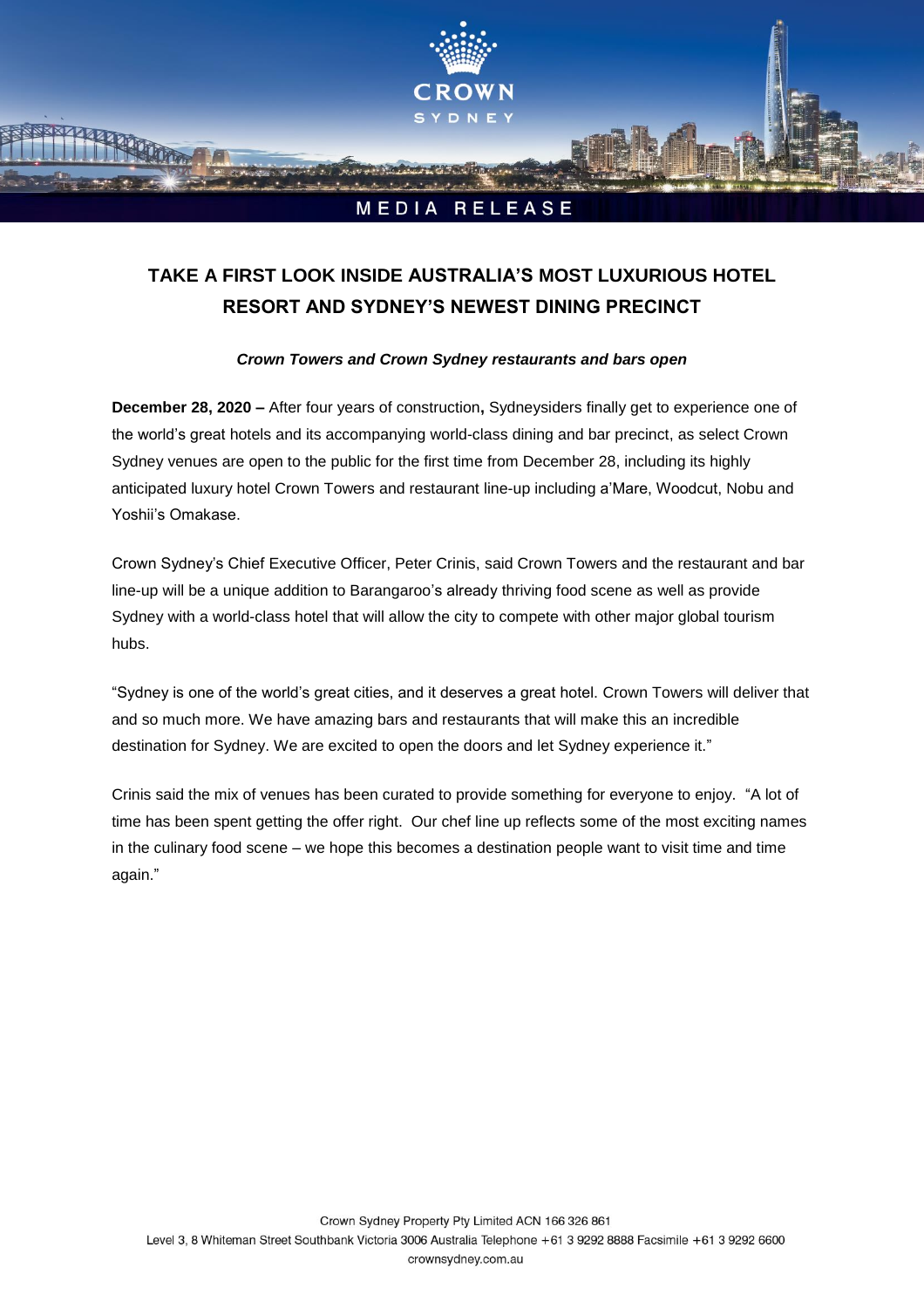CROWN SYDNEY

MEDIA RELEASE

# TAKE A FIRST LOOK INSIDE AUSTRALIA'S MOST LUXURIOUS HOTEL RESORT AND SYDNEY'S NEWEST DINING PRECINCT

***Crown Towers and Crown Sydney restaurants and bars open***

**December 28, 2020 –** After four years of construction**,** Sydneysiders finally get to experience one of the world's great hotels and its accompanying world-class dining and bar precinct, as select Crown Sydney venues are open to the public for the first time from December 28, including its highly anticipated luxury hotel Crown Towers and restaurant line-up including a'Mare, Woodcut, Nobu and Yoshii's Omakase.

Crown Sydney's Chief Executive Officer, Peter Crinis, said Crown Towers and the restaurant and bar line-up will be a unique addition to Barangaroo's already thriving food scene as well as provide Sydney with a world-class hotel that will allow the city to compete with other major global tourism hubs.

"Sydney is one of the world's great cities, and it deserves a great hotel. Crown Towers will deliver that and so much more. We have amazing bars and restaurants that will make this an incredible destination for Sydney. We are excited to open the doors and let Sydney experience it."

Crinis said the mix of venues has been curated to provide something for everyone to enjoy. "A lot of time has been spent getting the offer right. Our chef line up reflects some of the most exciting names in the culinary food scene – we hope this becomes a destination people want to visit time and time again."

Crown Sydney Property Pty Limited ACN 166 326 861
Level 3, 8 Whiteman Street Southbank Victoria 3006 Australia Telephone +61 3 9292 8888 Facsimile +61 3 9292 6600
crownsydney.com.au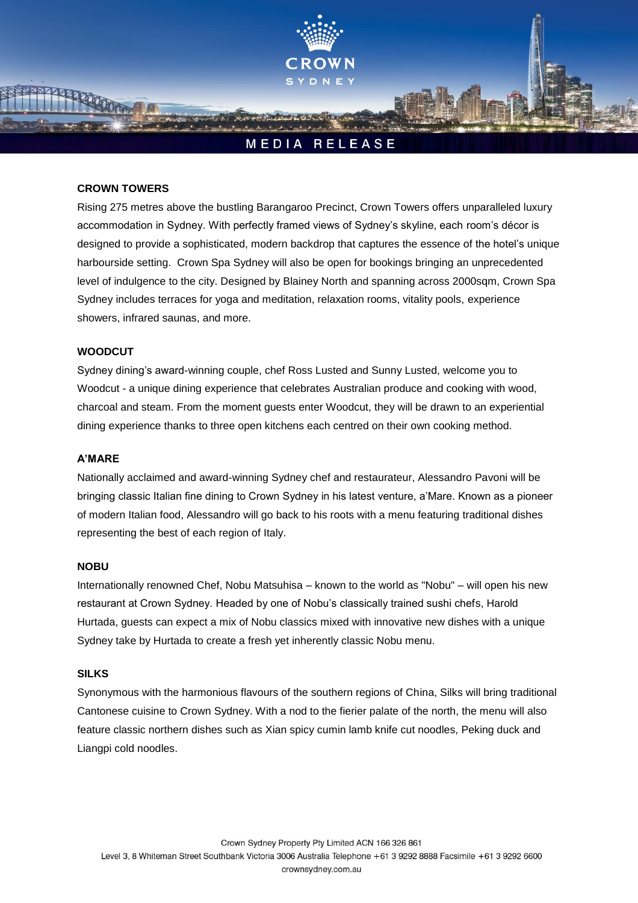**CROWN TOWERS**

Rising 275 metres above the bustling Barangaroo Precinct, Crown Towers offers unparalleled luxury accommodation in Sydney. With perfectly framed views of Sydney's skyline, each room's décor is designed to provide a sophisticated, modern backdrop that captures the essence of the hotel's unique harbourside setting. Crown Spa Sydney will also be open for bookings bringing an unprecedented level of indulgence to the city. Designed by Blainey North and spanning across 2000sqm, Crown Spa Sydney includes terraces for yoga and meditation, relaxation rooms, vitality pools, experience showers, infrared saunas, and more.

**WOODCUT**

Sydney dining's award-winning couple, chef Ross Lusted and Sunny Lusted, welcome you to Woodcut - a unique dining experience that celebrates Australian produce and cooking with wood, charcoal and steam. From the moment guests enter Woodcut, they will be drawn to an experiential dining experience thanks to three open kitchens each centred on their own cooking method.

**A'MARE**

Nationally acclaimed and award-winning Sydney chef and restaurateur, Alessandro Pavoni will be bringing classic Italian fine dining to Crown Sydney in his latest venture, a'Mare. Known as a pioneer of modern Italian food, Alessandro will go back to his roots with a menu featuring traditional dishes representing the best of each region of Italy.

**NOBU**

Internationally renowned Chef, Nobu Matsuhisa – known to the world as "Nobu" – will open his new restaurant at Crown Sydney. Headed by one of Nobu's classically trained sushi chefs, Harold Hurtada, guests can expect a mix of Nobu classics mixed with innovative new dishes with a unique Sydney take by Hurtada to create a fresh yet inherently classic Nobu menu.

**SILKS**

Synonymous with the harmonious flavours of the southern regions of China, Silks will bring traditional Cantonese cuisine to Crown Sydney. With a nod to the fierier palate of the north, the menu will also feature classic northern dishes such as Xian spicy cumin lamb knife cut noodles, Peking duck and Liangpi cold noodles.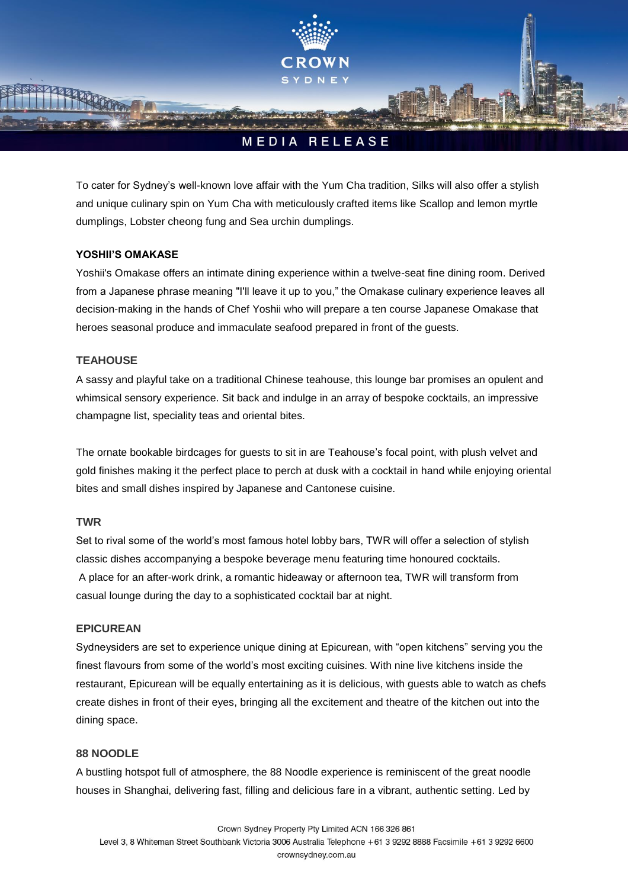To cater for Sydney's well-known love affair with the Yum Cha tradition, Silks will also offer a stylish and unique culinary spin on Yum Cha with meticulously crafted items like Scallop and lemon myrtle dumplings, Lobster cheong fung and Sea urchin dumplings.

**YOSHII'S OMAKASE**

Yoshii's Omakase offers an intimate dining experience within a twelve-seat fine dining room. Derived from a Japanese phrase meaning "I'll leave it up to you," the Omakase culinary experience leaves all decision-making in the hands of Chef Yoshii who will prepare a ten course Japanese Omakase that heroes seasonal produce and immaculate seafood prepared in front of the guests.

**TEAHOUSE**

A sassy and playful take on a traditional Chinese teahouse, this lounge bar promises an opulent and whimsical sensory experience. Sit back and indulge in an array of bespoke cocktails, an impressive champagne list, speciality teas and oriental bites.

The ornate bookable birdcages for guests to sit in are Teahouse's focal point, with plush velvet and gold finishes making it the perfect place to perch at dusk with a cocktail in hand while enjoying oriental bites and small dishes inspired by Japanese and Cantonese cuisine.

**TWR**

Set to rival some of the world's most famous hotel lobby bars, TWR will offer a selection of stylish classic dishes accompanying a bespoke beverage menu featuring time honoured cocktails. A place for an after-work drink, a romantic hideaway or afternoon tea, TWR will transform from casual lounge during the day to a sophisticated cocktail bar at night.

**EPICUREAN**

Sydneysiders are set to experience unique dining at Epicurean, with "open kitchens" serving you the finest flavours from some of the world's most exciting cuisines. With nine live kitchens inside the restaurant, Epicurean will be equally entertaining as it is delicious, with guests able to watch as chefs create dishes in front of their eyes, bringing all the excitement and theatre of the kitchen out into the dining space.

**88 NOODLE**

A bustling hotspot full of atmosphere, the 88 Noodle experience is reminiscent of the great noodle houses in Shanghai, delivering fast, filling and delicious fare in a vibrant, authentic setting. Led by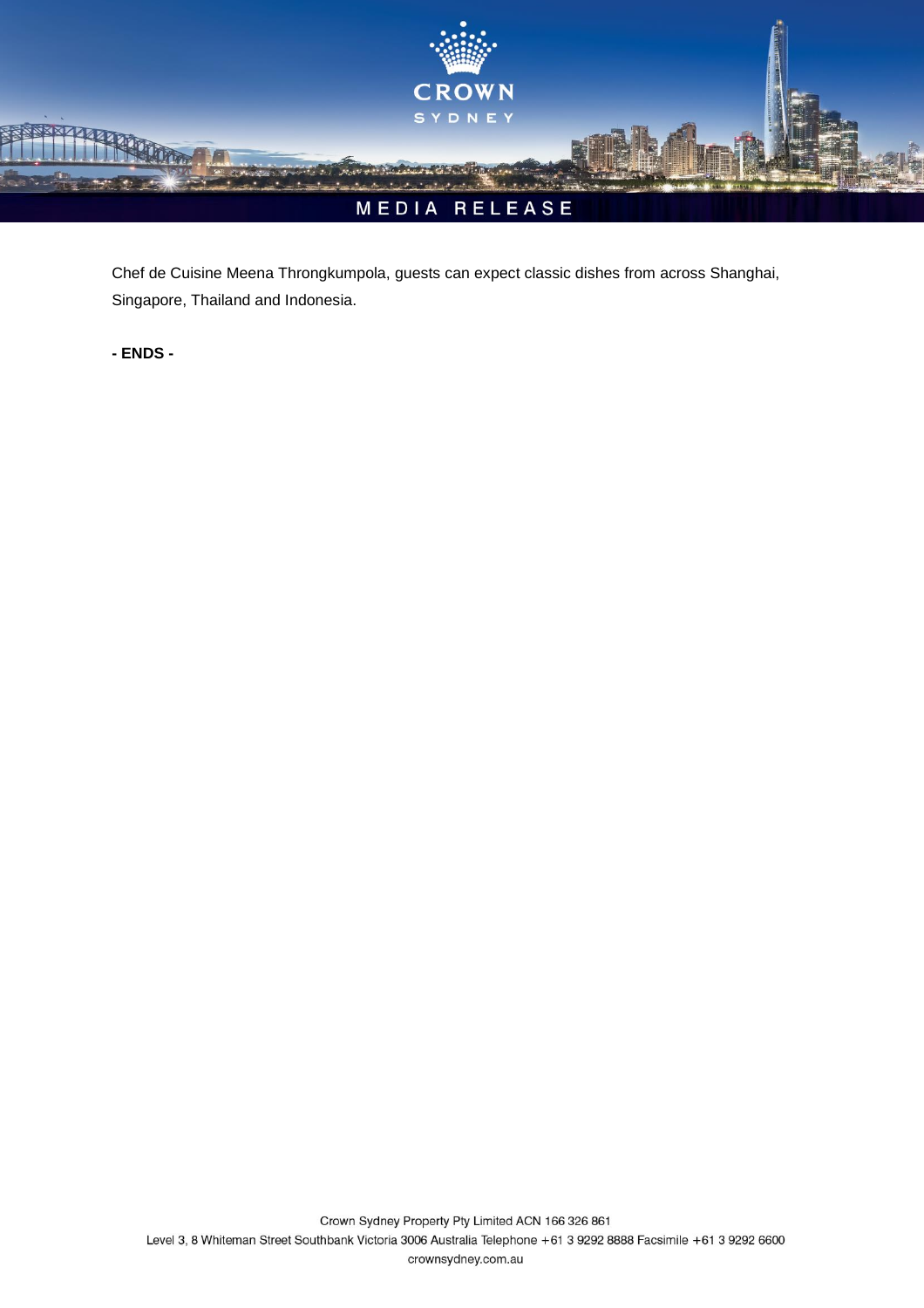Chef de Cuisine Meena Throngkumpola, guests can expect classic dishes from across Shanghai, Singapore, Thailand and Indonesia.

**- ENDS -**